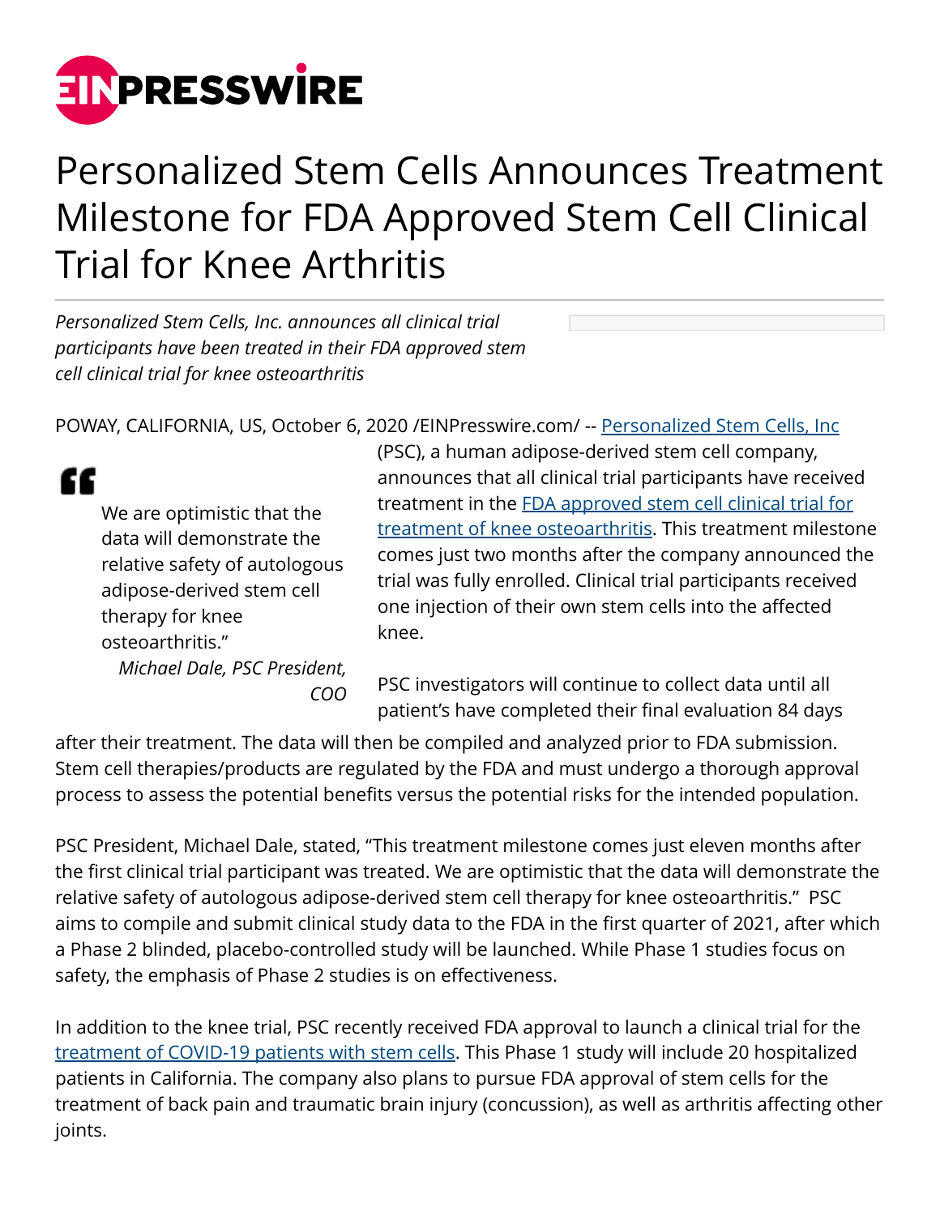# Personalized Stem Cells Announces Treatment Milestone for FDA Approved Stem Cell Clinical Trial for Knee Arthritis

*Personalized Stem Cells, Inc. announces all clinical trial participants have been treated in their FDA approved stem cell clinical trial for knee osteoarthritis*

POWAY, CALIFORNIA, US, October 6, 2020 /EINPresswire.com/ -- Personalized Stem Cells, Inc (PSC), a human adipose-derived stem cell company, announces that all clinical trial participants have received treatment in the FDA approved stem cell clinical trial for treatment of knee osteoarthritis. This treatment milestone comes just two months after the company announced the trial was fully enrolled. Clinical trial participants received one injection of their own stem cells into the affected knee.

> We are optimistic that the data will demonstrate the relative safety of autologous adipose-derived stem cell therapy for knee osteoarthritis."
>
> *Michael Dale, PSC President, COO*

PSC investigators will continue to collect data until all patient's have completed their final evaluation 84 days after their treatment. The data will then be compiled and analyzed prior to FDA submission. Stem cell therapies/products are regulated by the FDA and must undergo a thorough approval process to assess the potential benefits versus the potential risks for the intended population.

PSC President, Michael Dale, stated, "This treatment milestone comes just eleven months after the first clinical trial participant was treated. We are optimistic that the data will demonstrate the relative safety of autologous adipose-derived stem cell therapy for knee osteoarthritis." PSC aims to compile and submit clinical study data to the FDA in the first quarter of 2021, after which a Phase 2 blinded, placebo-controlled study will be launched. While Phase 1 studies focus on safety, the emphasis of Phase 2 studies is on effectiveness.

In addition to the knee trial, PSC recently received FDA approval to launch a clinical trial for the treatment of COVID-19 patients with stem cells. This Phase 1 study will include 20 hospitalized patients in California. The company also plans to pursue FDA approval of stem cells for the treatment of back pain and traumatic brain injury (concussion), as well as arthritis affecting other joints.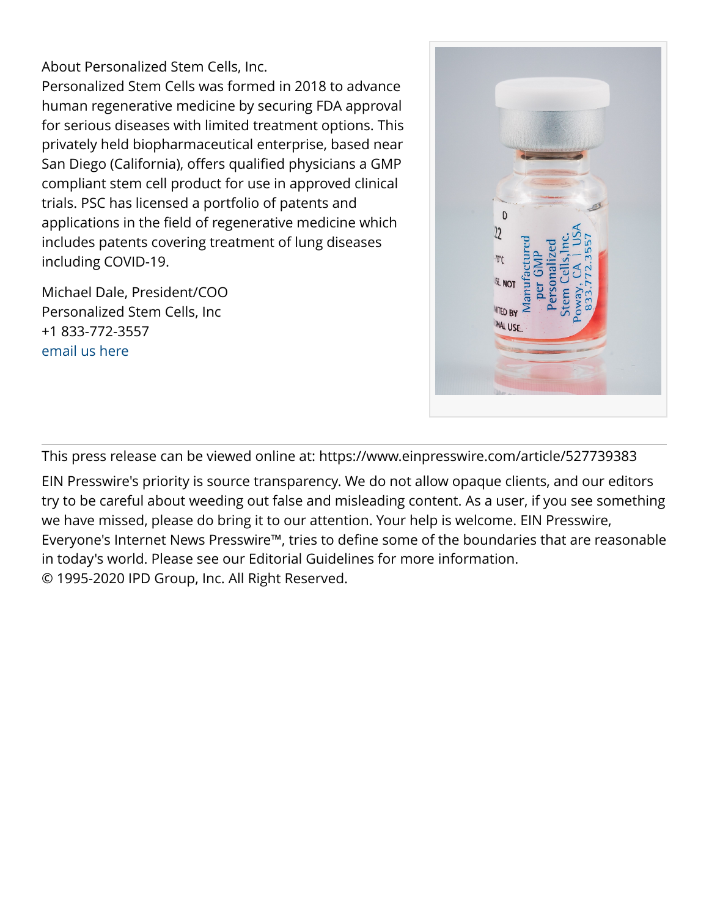About Personalized Stem Cells, Inc.

Personalized Stem Cells was formed in 2018 to advance human regenerative medicine by securing FDA approval for serious diseases with limited treatment options. This privately held biopharmaceutical enterprise, based near San Diego (California), offers qualified physicians a GMP compliant stem cell product for use in approved clinical trials. PSC has licensed a portfolio of patents and applications in the field of regenerative medicine which includes patents covering treatment of lung diseases including COVID-19.

Michael Dale, President/COO
Personalized Stem Cells, Inc
+1 833-772-3557
email us here

This press release can be viewed online at: https://www.einpresswire.com/article/527739383

EIN Presswire's priority is source transparency. We do not allow opaque clients, and our editors try to be careful about weeding out false and misleading content. As a user, if you see something we have missed, please do bring it to our attention. Your help is welcome. EIN Presswire, Everyone's Internet News Presswire™, tries to define some of the boundaries that are reasonable in today's world. Please see our Editorial Guidelines for more information.
© 1995-2020 IPD Group, Inc. All Right Reserved.